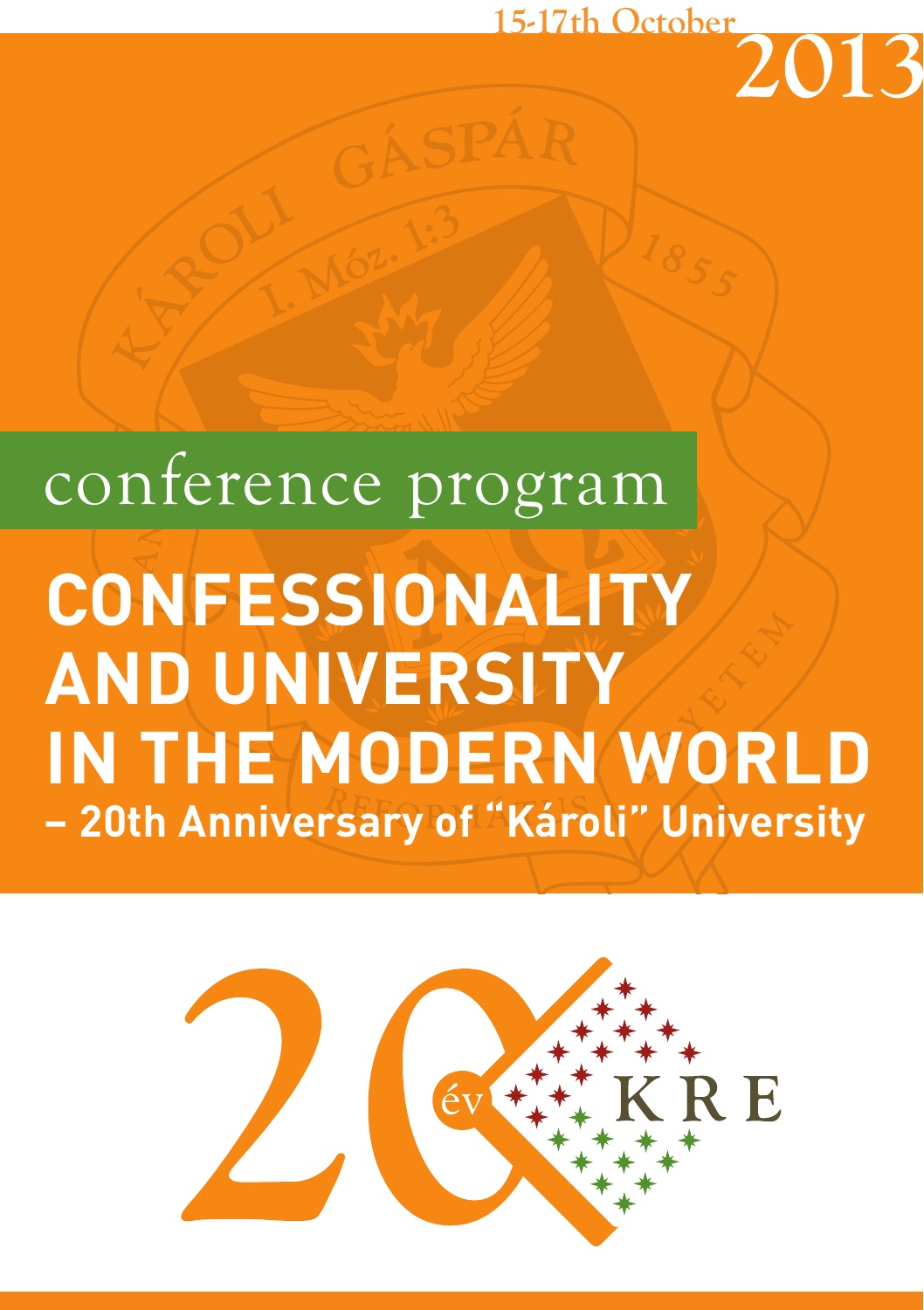15-17th October 2013

conference program

# CONFESSIONALITY AND UNIVERSITY IN THE MODERN WORLD

## – 20th Anniversary of “Károli” University

20 év KRE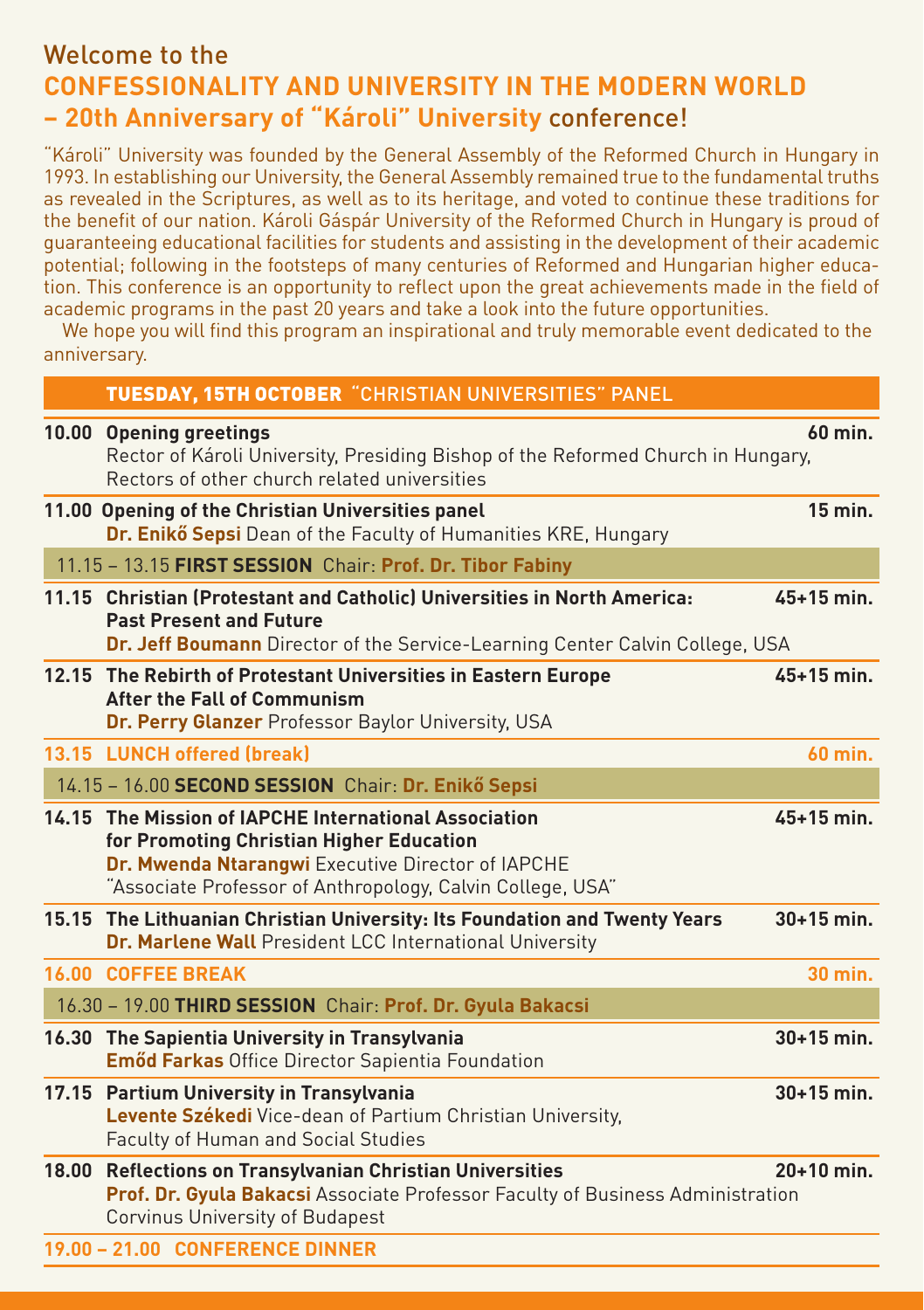# Welcome to the
# CONFESSIONALITY AND UNIVERSITY IN THE MODERN WORLD – 20th Anniversary of "Károli" University conference!

"Károli" University was founded by the General Assembly of the Reformed Church in Hungary in 1993. In establishing our University, the General Assembly remained true to the fundamental truths as revealed in the Scriptures, as well as to its heritage, and voted to continue these traditions for the benefit of our nation. Károli Gáspár University of the Reformed Church in Hungary is proud of guaranteeing educational facilities for students and assisting in the development of their academic potential; following in the footsteps of many centuries of Reformed and Hungarian higher education. This conference is an opportunity to reflect upon the great achievements made in the field of academic programs in the past 20 years and take a look into the future opportunities.

We hope you will find this program an inspirational and truly memorable event dedicated to the anniversary.

## TUESDAY, 15TH OCTOBER "CHRISTIAN UNIVERSITIES" PANEL

**10.00 Opening greetings** — **60 min.**
Rector of Károli University, Presiding Bishop of the Reformed Church in Hungary, Rectors of other church related universities

**11.00 Opening of the Christian Universities panel** — **15 min.**
**Dr. Enikő Sepsi** Dean of the Faculty of Humanities KRE, Hungary

### 11.15 – 13.15 FIRST SESSION Chair: Prof. Dr. Tibor Fabiny

**11.15 Christian (Protestant and Catholic) Universities in North America: Past Present and Future** — **45+15 min.**
**Dr. Jeff Boumann** Director of the Service-Learning Center Calvin College, USA

**12.15 The Rebirth of Protestant Universities in Eastern Europe After the Fall of Communism** — **45+15 min.**
**Dr. Perry Glanzer** Professor Baylor University, USA

**13.15 LUNCH offered (break)** — **60 min.**

### 14.15 – 16.00 SECOND SESSION Chair: Dr. Enikő Sepsi

**14.15 The Mission of IAPCHE International Association for Promoting Christian Higher Education** — **45+15 min.**
**Dr. Mwenda Ntarangwi** Executive Director of IAPCHE
"Associate Professor of Anthropology, Calvin College, USA"

**15.15 The Lithuanian Christian University: Its Foundation and Twenty Years** — **30+15 min.**
**Dr. Marlene Wall** President LCC International University

**16.00 COFFEE BREAK** — **30 min.**

### 16.30 – 19.00 THIRD SESSION Chair: Prof. Dr. Gyula Bakacsi

**16.30 The Sapientia University in Transylvania** — **30+15 min.**
**Emőd Farkas** Office Director Sapientia Foundation

**17.15 Partium University in Transylvania** — **30+15 min.**
**Levente Székedi** Vice-dean of Partium Christian University, Faculty of Human and Social Studies

**18.00 Reflections on Transylvanian Christian Universities** — **20+10 min.**
**Prof. Dr. Gyula Bakacsi** Associate Professor Faculty of Business Administration Corvinus University of Budapest

**19.00 – 21.00 CONFERENCE DINNER**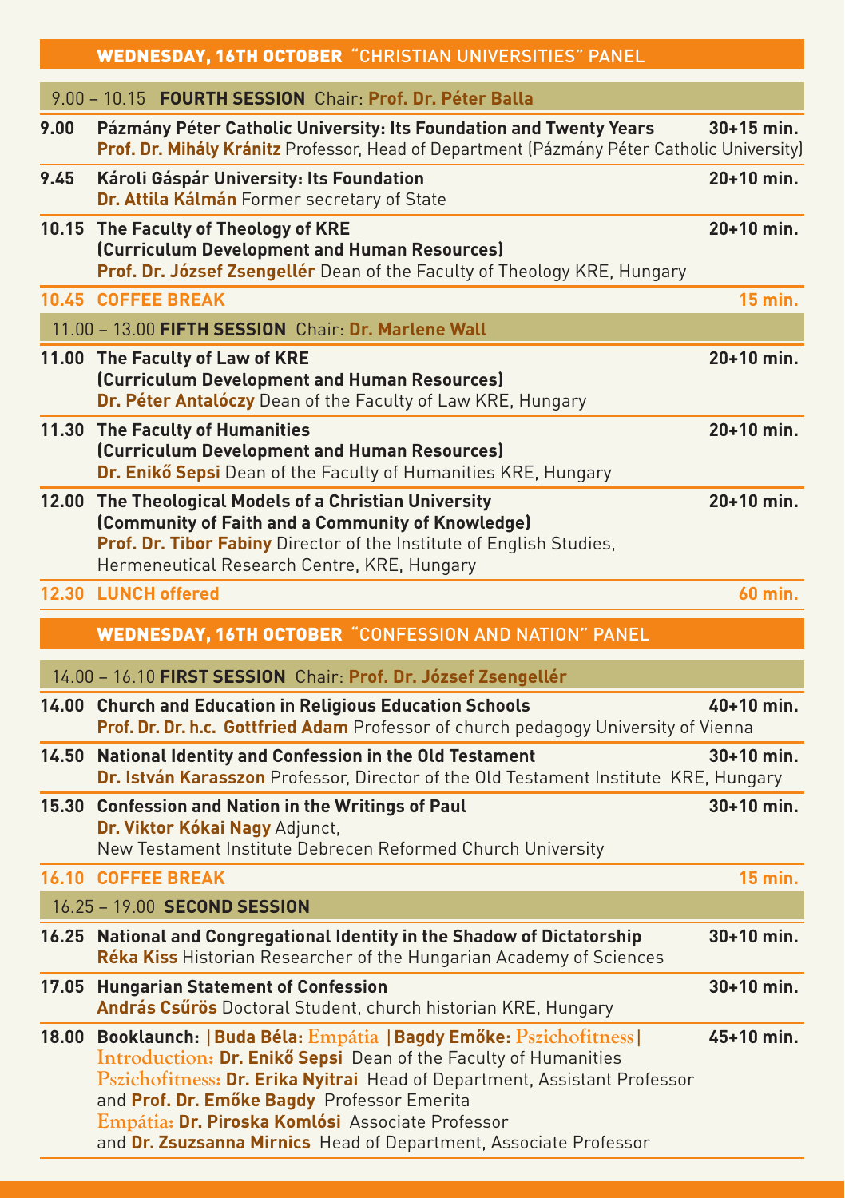## WEDNESDAY, 16TH OCTOBER "CHRISTIAN UNIVERSITIES" PANEL

### 9.00 – 10.15 FOURTH SESSION Chair: Prof. Dr. Péter Balla

| Time | Programme | Duration |
| --- | --- | --- |
| 9.00 | **Pázmány Péter Catholic University: Its Foundation and Twenty Years**<br>**Prof. Dr. Mihály Kránitz** Professor, Head of Department (Pázmány Péter Catholic University) | 30+15 min. |
| 9.45 | **Károli Gáspár University: Its Foundation**<br>**Dr. Attila Kálmán** Former secretary of State | 20+10 min. |
| 10.15 | **The Faculty of Theology of KRE (Curriculum Development and Human Resources)**<br>**Prof. Dr. József Zsengellér** Dean of the Faculty of Theology KRE, Hungary | 20+10 min. |
| 10.45 | **COFFEE BREAK** | 15 min. |

### 11.00 – 13.00 FIFTH SESSION Chair: Dr. Marlene Wall

| Time | Programme | Duration |
| --- | --- | --- |
| 11.00 | **The Faculty of Law of KRE (Curriculum Development and Human Resources)**<br>**Dr. Péter Antalóczy** Dean of the Faculty of Law KRE, Hungary | 20+10 min. |
| 11.30 | **The Faculty of Humanities (Curriculum Development and Human Resources)**<br>**Dr. Enikő Sepsi** Dean of the Faculty of Humanities KRE, Hungary | 20+10 min. |
| 12.00 | **The Theological Models of a Christian University (Community of Faith and a Community of Knowledge)**<br>**Prof. Dr. Tibor Fabiny** Director of the Institute of English Studies, Hermeneutical Research Centre, KRE, Hungary | 20+10 min. |
| 12.30 | **LUNCH offered** | 60 min. |

## WEDNESDAY, 16TH OCTOBER "CONFESSION AND NATION" PANEL

### 14.00 – 16.10 FIRST SESSION Chair: Prof. Dr. József Zsengellér

| Time | Programme | Duration |
| --- | --- | --- |
| 14.00 | **Church and Education in Religious Education Schools**<br>**Prof. Dr. Dr. h.c. Gottfried Adam** Professor of church pedagogy University of Vienna | 40+10 min. |
| 14.50 | **National Identity and Confession in the Old Testament**<br>**Dr. István Karasszon** Professor, Director of the Old Testament Institute KRE, Hungary | 30+10 min. |
| 15.30 | **Confession and Nation in the Writings of Paul**<br>**Dr. Viktor Kókai Nagy** Adjunct, New Testament Institute Debrecen Reformed Church University | 30+10 min. |
| 16.10 | **COFFEE BREAK** | 15 min. |

### 16.25 – 19.00 SECOND SESSION

| Time | Programme | Duration |
| --- | --- | --- |
| 16.25 | **National and Congregational Identity in the Shadow of Dictatorship**<br>**Réka Kiss** Historian Researcher of the Hungarian Academy of Sciences | 30+10 min. |
| 17.05 | **Hungarian Statement of Confession**<br>**András Csűrös** Doctoral Student, church historian KRE, Hungary | 30+10 min. |
| 18.00 | **Booklaunch: \|Buda Béla: Empátia \|Bagdy Emőke: Pszichofitness\|**<br>Introduction: **Dr. Enikő Sepsi** Dean of the Faculty of Humanities<br>Pszichofitness: **Dr. Erika Nyitrai** Head of Department, Assistant Professor and **Prof. Dr. Emőke Bagdy** Professor Emerita<br>Empátia: **Dr. Piroska Komlósi** Associate Professor and **Dr. Zsuzsanna Mirnics** Head of Department, Associate Professor | 45+10 min. |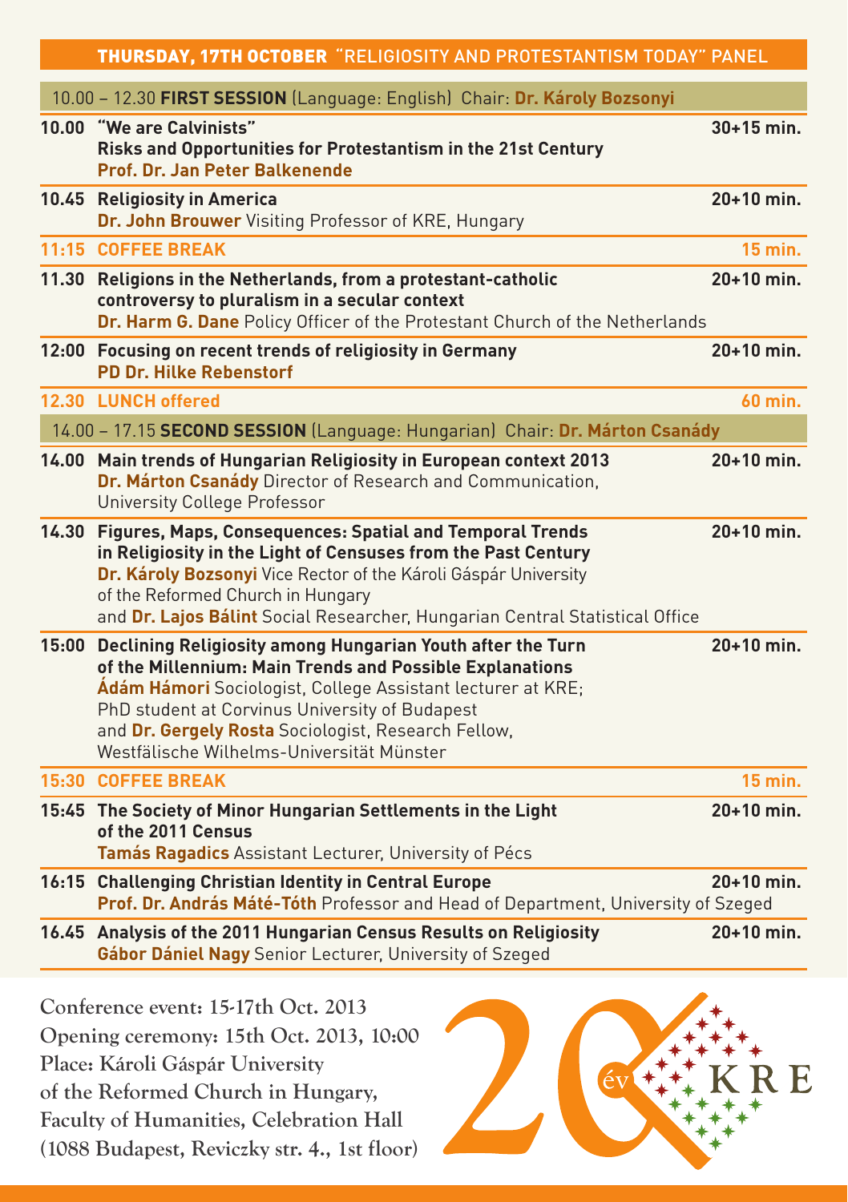## THURSDAY, 17TH OCTOBER "RELIGIOSITY AND PROTESTANTISM TODAY" PANEL

### 10.00 – 12.30 **FIRST SESSION** (Language: English) Chair: **Dr. Károly Bozsonyi**

**10.00 "We are Calvinists"**
**Risks and Opportunities for Protestantism in the 21st Century**
**Prof. Dr. Jan Peter Balkenende**
**30+15 min.**

**10.45 Religiosity in America**
**Dr. John Brouwer** Visiting Professor of KRE, Hungary
**20+10 min.**

**11:15 COFFEE BREAK** **15 min.**

**11.30 Religions in the Netherlands, from a protestant-catholic controversy to pluralism in a secular context**
**Dr. Harm G. Dane** Policy Officer of the Protestant Church of the Netherlands
**20+10 min.**

**12:00 Focusing on recent trends of religiosity in Germany**
**PD Dr. Hilke Rebenstorf**
**20+10 min.**

**12.30 LUNCH offered** **60 min.**

### 14.00 – 17.15 **SECOND SESSION** (Language: Hungarian) Chair: **Dr. Márton Csanády**

**14.00 Main trends of Hungarian Religiosity in European context 2013**
**Dr. Márton Csanády** Director of Research and Communication, University College Professor
**20+10 min.**

**14.30 Figures, Maps, Consequences: Spatial and Temporal Trends in Religiosity in the Light of Censuses from the Past Century**
**Dr. Károly Bozsonyi** Vice Rector of the Károli Gáspár University of the Reformed Church in Hungary
and **Dr. Lajos Bálint** Social Researcher, Hungarian Central Statistical Office
**20+10 min.**

**15:00 Declining Religiosity among Hungarian Youth after the Turn of the Millennium: Main Trends and Possible Explanations**
**Ádám Hámori** Sociologist, College Assistant lecturer at KRE; PhD student at Corvinus University of Budapest
and **Dr. Gergely Rosta** Sociologist, Research Fellow, Westfälische Wilhelms-Universität Münster
**20+10 min.**

**15:30 COFFEE BREAK** **15 min.**

**15:45 The Society of Minor Hungarian Settlements in the Light of the 2011 Census**
**Tamás Ragadics** Assistant Lecturer, University of Pécs
**20+10 min.**

**16:15 Challenging Christian Identity in Central Europe**
**Prof. Dr. András Máté-Tóth** Professor and Head of Department, University of Szeged
**20+10 min.**

**16.45 Analysis of the 2011 Hungarian Census Results on Religiosity**
**Gábor Dániel Nagy** Senior Lecturer, University of Szeged
**20+10 min.**

**Conference event: 15-17th Oct. 2013**
**Opening ceremony: 15th Oct. 2013, 10:00**
**Place: Károli Gáspár University of the Reformed Church in Hungary, Faculty of Humanities, Celebration Hall (1088 Budapest, Reviczky str. 4., 1st floor)**

20 év KRE